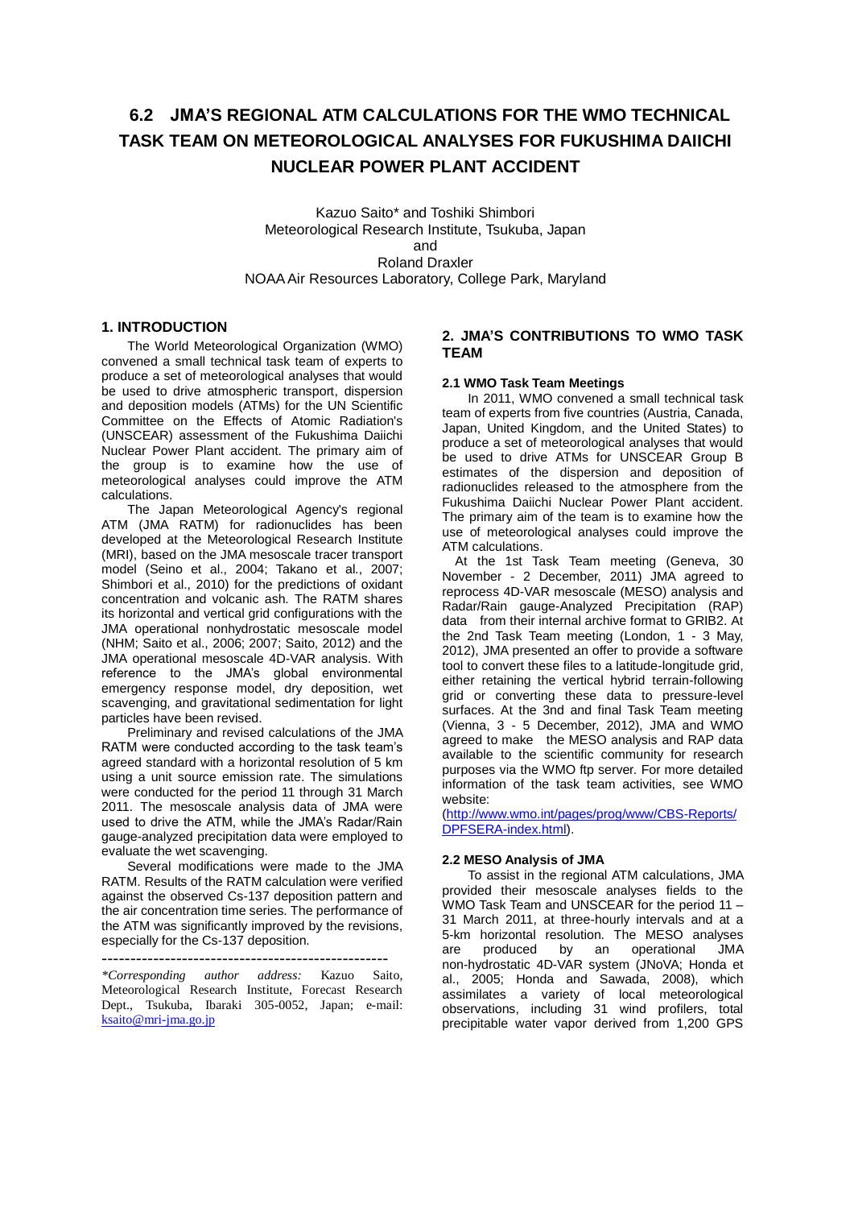# 6.2 JMA'S REGIONAL ATM CALCULATIONS FOR THE WMO TECHNICAL TASK TEAM ON METEOROLOGICAL ANALYSES FOR FUKUSHIMA DAIICHI NUCLEAR POWER PLANT ACCIDENT

Kazuo Saito* and Toshiki Shimbori
Meteorological Research Institute, Tsukuba, Japan
and
Roland Draxler
NOAA Air Resources Laboratory, College Park, Maryland

## 1. INTRODUCTION

The World Meteorological Organization (WMO) convened a small technical task team of experts to produce a set of meteorological analyses that would be used to drive atmospheric transport, dispersion and deposition models (ATMs) for the UN Scientific Committee on the Effects of Atomic Radiation's (UNSCEAR) assessment of the Fukushima Daiichi Nuclear Power Plant accident. The primary aim of the group is to examine how the use of meteorological analyses could improve the ATM calculations.

The Japan Meteorological Agency's regional ATM (JMA RATM) for radionuclides has been developed at the Meteorological Research Institute (MRI), based on the JMA mesoscale tracer transport model (Seino et al., 2004; Takano et al., 2007; Shimbori et al., 2010) for the predictions of oxidant concentration and volcanic ash. The RATM shares its horizontal and vertical grid configurations with the JMA operational nonhydrostatic mesoscale model (NHM; Saito et al., 2006; 2007; Saito, 2012) and the JMA operational mesoscale 4D-VAR analysis. With reference to the JMA's global environmental emergency response model, dry deposition, wet scavenging, and gravitational sedimentation for light particles have been revised.

Preliminary and revised calculations of the JMA RATM were conducted according to the task team's agreed standard with a horizontal resolution of 5 km using a unit source emission rate. The simulations were conducted for the period 11 through 31 March 2011. The mesoscale analysis data of JMA were used to drive the ATM, while the JMA's Radar/Rain gauge-analyzed precipitation data were employed to evaluate the wet scavenging.

Several modifications were made to the JMA RATM. Results of the RATM calculation were verified against the observed Cs-137 deposition pattern and the air concentration time series. The performance of the ATM was significantly improved by the revisions, especially for the Cs-137 deposition.

---

*\*Corresponding author address:* Kazuo Saito, Meteorological Research Institute, Forecast Research Dept., Tsukuba, Ibaraki 305-0052, Japan; e-mail: ksaito@mri-jma.go.jp

## 2. JMA'S CONTRIBUTIONS TO WMO TASK TEAM

### 2.1 WMO Task Team Meetings

In 2011, WMO convened a small technical task team of experts from five countries (Austria, Canada, Japan, United Kingdom, and the United States) to produce a set of meteorological analyses that would be used to drive ATMs for UNSCEAR Group B estimates of the dispersion and deposition of radionuclides released to the atmosphere from the Fukushima Daiichi Nuclear Power Plant accident. The primary aim of the team is to examine how the use of meteorological analyses could improve the ATM calculations.

At the 1st Task Team meeting (Geneva, 30 November - 2 December, 2011) JMA agreed to reprocess 4D-VAR mesoscale (MESO) analysis and Radar/Rain gauge-Analyzed Precipitation (RAP) data from their internal archive format to GRIB2. At the 2nd Task Team meeting (London, 1 - 3 May, 2012), JMA presented an offer to provide a software tool to convert these files to a latitude-longitude grid, either retaining the vertical hybrid terrain-following grid or converting these data to pressure-level surfaces. At the 3nd and final Task Team meeting (Vienna, 3 - 5 December, 2012), JMA and WMO agreed to make the MESO analysis and RAP data available to the scientific community for research purposes via the WMO ftp server. For more detailed information of the task team activities, see WMO website:
(http://www.wmo.int/pages/prog/www/CBS-Reports/DPFSERA-index.html).

### 2.2 MESO Analysis of JMA

To assist in the regional ATM calculations, JMA provided their mesoscale analyses fields to the WMO Task Team and UNSCEAR for the period 11 – 31 March 2011, at three-hourly intervals and at a 5-km horizontal resolution. The MESO analyses are produced by an operational JMA non-hydrostatic 4D-VAR system (JNoVA; Honda et al., 2005; Honda and Sawada, 2008), which assimilates a variety of local meteorological observations, including 31 wind profilers, total precipitable water vapor derived from 1,200 GPS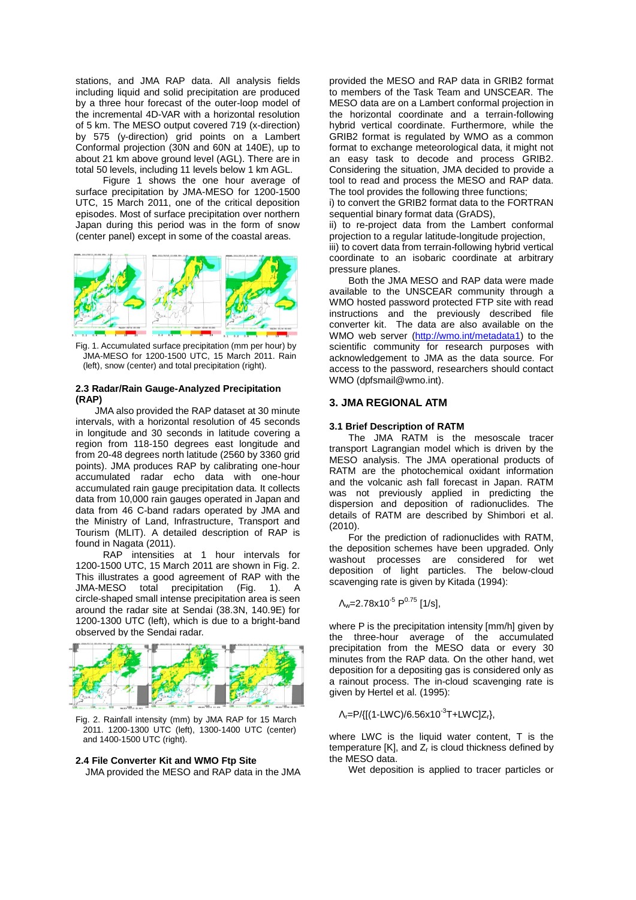stations, and JMA RAP data. All analysis fields including liquid and solid precipitation are produced by a three hour forecast of the outer-loop model of the incremental 4D-VAR with a horizontal resolution of 5 km. The MESO output covered 719 (x-direction) by 575 (y-direction) grid points on a Lambert Conformal projection (30N and 60N at 140E), up to about 21 km above ground level (AGL). There are in total 50 levels, including 11 levels below 1 km AGL.

Figure 1 shows the one hour average of surface precipitation by JMA-MESO for 1200-1500 UTC, 15 March 2011, one of the critical deposition episodes. Most of surface precipitation over northern Japan during this period was in the form of snow (center panel) except in some of the coastal areas.

Fig. 1. Accumulated surface precipitation (mm per hour) by JMA-MESO for 1200-1500 UTC, 15 March 2011. Rain (left), snow (center) and total precipitation (right).

### 2.3 Radar/Rain Gauge-Analyzed Precipitation (RAP)

JMA also provided the RAP dataset at 30 minute intervals, with a horizontal resolution of 45 seconds in longitude and 30 seconds in latitude covering a region from 118-150 degrees east longitude and from 20-48 degrees north latitude (2560 by 3360 grid points). JMA produces RAP by calibrating one-hour accumulated radar echo data with one-hour accumulated rain gauge precipitation data. It collects data from 10,000 rain gauges operated in Japan and data from 46 C-band radars operated by JMA and the Ministry of Land, Infrastructure, Transport and Tourism (MLIT). A detailed description of RAP is found in Nagata (2011).

RAP intensities at 1 hour intervals for 1200-1500 UTC, 15 March 2011 are shown in Fig. 2. This illustrates a good agreement of RAP with the JMA-MESO total precipitation (Fig. 1). A circle-shaped small intense precipitation area is seen around the radar site at Sendai (38.3N, 140.9E) for 1200-1300 UTC (left), which is due to a bright-band observed by the Sendai radar.

Fig. 2. Rainfall intensity (mm) by JMA RAP for 15 March 2011. 1200-1300 UTC (left), 1300-1400 UTC (center) and 1400-1500 UTC (right).

### 2.4 File Converter Kit and WMO Ftp Site

JMA provided the MESO and RAP data in the JMA provided the MESO and RAP data in GRIB2 format to members of the Task Team and UNSCEAR. The MESO data are on a Lambert conformal projection in the horizontal coordinate and a terrain-following hybrid vertical coordinate. Furthermore, while the GRIB2 format is regulated by WMO as a common format to exchange meteorological data, it might not an easy task to decode and process GRIB2. Considering the situation, JMA decided to provide a tool to read and process the MESO and RAP data. The tool provides the following three functions;

i) to convert the GRIB2 format data to the FORTRAN sequential binary format data (GrADS),

ii) to re-project data from the Lambert conformal projection to a regular latitude-longitude projection,

iii) to covert data from terrain-following hybrid vertical coordinate to an isobaric coordinate at arbitrary pressure planes.

Both the JMA MESO and RAP data were made available to the UNSCEAR community through a WMO hosted password protected FTP site with read instructions and the previously described file converter kit. The data are also available on the WMO web server (http://wmo.int/metadata1) to the scientific community for research purposes with acknowledgement to JMA as the data source. For access to the password, researchers should contact WMO (dpfsmail@wmo.int).

## 3. JMA REGIONAL ATM

### 3.1 Brief Description of RATM

The JMA RATM is the mesoscale tracer transport Lagrangian model which is driven by the MESO analysis. The JMA operational products of RATM are the photochemical oxidant information and the volcanic ash fall forecast in Japan. RATM was not previously applied in predicting the dispersion and deposition of radionuclides. The details of RATM are described by Shimbori et al. (2010).

For the prediction of radionuclides with RATM, the deposition schemes have been upgraded. Only washout processes are considered for wet deposition of light particles. The below-cloud scavenging rate is given by Kitada (1994):

$$\Lambda_w = 2.78\times10^{-5}\, P^{0.75} \ [1/s],$$

where P is the precipitation intensity [mm/h] given by the three-hour average of the accumulated precipitation from the MESO data or every 30 minutes from the RAP data. On the other hand, wet deposition for a depositing gas is considered only as a rainout process. The in-cloud scavenging rate is given by Hertel et al. (1995):

$$\Lambda_r = P/\{[(1-LWC)/6.56\times10^{-3}T + LWC]Z_r\},$$

where LWC is the liquid water content, T is the temperature [K], and $Z_r$ is cloud thickness defined by the MESO data.

Wet deposition is applied to tracer particles or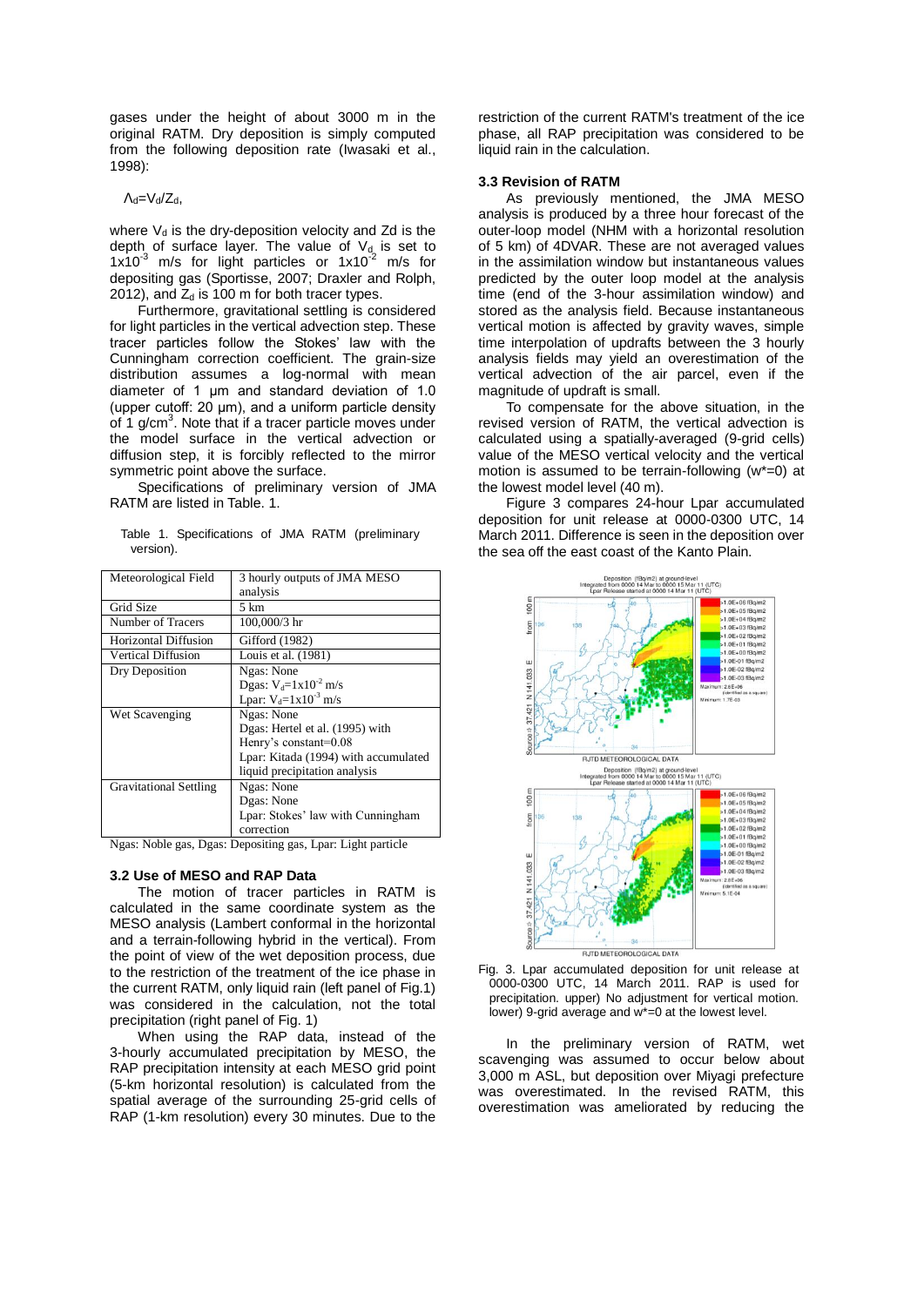gases under the height of about 3000 m in the original RATM. Dry deposition is simply computed from the following deposition rate (Iwasaki et al., 1998):

$$\Lambda_d = V_d / Z_d,$$

where $V_d$ is the dry-deposition velocity and Zd is the depth of surface layer. The value of $V_d$ is set to $1 \times 10^{-3}$ m/s for light particles or $1 \times 10^{-2}$ m/s for depositing gas (Sportisse, 2007; Draxler and Rolph, 2012), and $Z_d$ is 100 m for both tracer types.

Furthermore, gravitational settling is considered for light particles in the vertical advection step. These tracer particles follow the Stokes' law with the Cunningham correction coefficient. The grain-size distribution assumes a log-normal with mean diameter of 1 μm and standard deviation of 1.0 (upper cutoff: 20 μm), and a uniform particle density of 1 g/cm$^3$. Note that if a tracer particle moves under the model surface in the vertical advection or diffusion step, it is forcibly reflected to the mirror symmetric point above the surface.

Specifications of preliminary version of JMA RATM are listed in Table. 1.

Table 1. Specifications of JMA RATM (preliminary version).

| Meteorological Field | 3 hourly outputs of JMA MESO analysis |
|---|---|
| Grid Size | 5 km |
| Number of Tracers | 100,000/3 hr |
| Horizontal Diffusion | Gifford (1982) |
| Vertical Diffusion | Louis et al. (1981) |
| Dry Deposition | Ngas: None<br>Dgas: $V_d = 1 \times 10^{-2}$ m/s<br>Lpar: $V_d = 1 \times 10^{-3}$ m/s |
| Wet Scavenging | Ngas: None<br>Dgas: Hertel et al. (1995) with Henry's constant=0.08<br>Lpar: Kitada (1994) with accumulated liquid precipitation analysis |
| Gravitational Settling | Ngas: None<br>Dgas: None<br>Lpar: Stokes' law with Cunningham correction |

Ngas: Noble gas, Dgas: Depositing gas, Lpar: Light particle

### 3.2 Use of MESO and RAP Data

The motion of tracer particles in RATM is calculated in the same coordinate system as the MESO analysis (Lambert conformal in the horizontal and a terrain-following hybrid in the vertical). From the point of view of the wet deposition process, due to the restriction of the treatment of the ice phase in the current RATM, only liquid rain (left panel of Fig.1) was considered in the calculation, not the total precipitation (right panel of Fig. 1)

When using the RAP data, instead of the 3-hourly accumulated precipitation by MESO, the RAP precipitation intensity at each MESO grid point (5-km horizontal resolution) is calculated from the spatial average of the surrounding 25-grid cells of RAP (1-km resolution) every 30 minutes. Due to the restriction of the current RATM's treatment of the ice phase, all RAP precipitation was considered to be liquid rain in the calculation.

### 3.3 Revision of RATM

As previously mentioned, the JMA MESO analysis is produced by a three hour forecast of the outer-loop model (NHM with a horizontal resolution of 5 km) of 4DVAR. These are not averaged values in the assimilation window but instantaneous values predicted by the outer loop model at the analysis time (end of the 3-hour assimilation window) and stored as the analysis field. Because instantaneous vertical motion is affected by gravity waves, simple time interpolation of updrafts between the 3 hourly analysis fields may yield an overestimation of the vertical advection of the air parcel, even if the magnitude of updraft is small.

To compensate for the above situation, in the revised version of RATM, the vertical advection is calculated using a spatially-averaged (9-grid cells) value of the MESO vertical velocity and the vertical motion is assumed to be terrain-following ($w^*=0$) at the lowest model level (40 m).

Figure 3 compares 24-hour Lpar accumulated deposition for unit release at 0000-0300 UTC, 14 March 2011. Difference is seen in the deposition over the sea off the east coast of the Kanto Plain.

Fig. 3. Lpar accumulated deposition for unit release at 0000-0300 UTC, 14 March 2011. RAP is used for precipitation. upper) No adjustment for vertical motion. lower) 9-grid average and $w^*=0$ at the lowest level.

In the preliminary version of RATM, wet scavenging was assumed to occur below about 3,000 m ASL, but deposition over Miyagi prefecture was overestimated. In the revised RATM, this overestimation was ameliorated by reducing the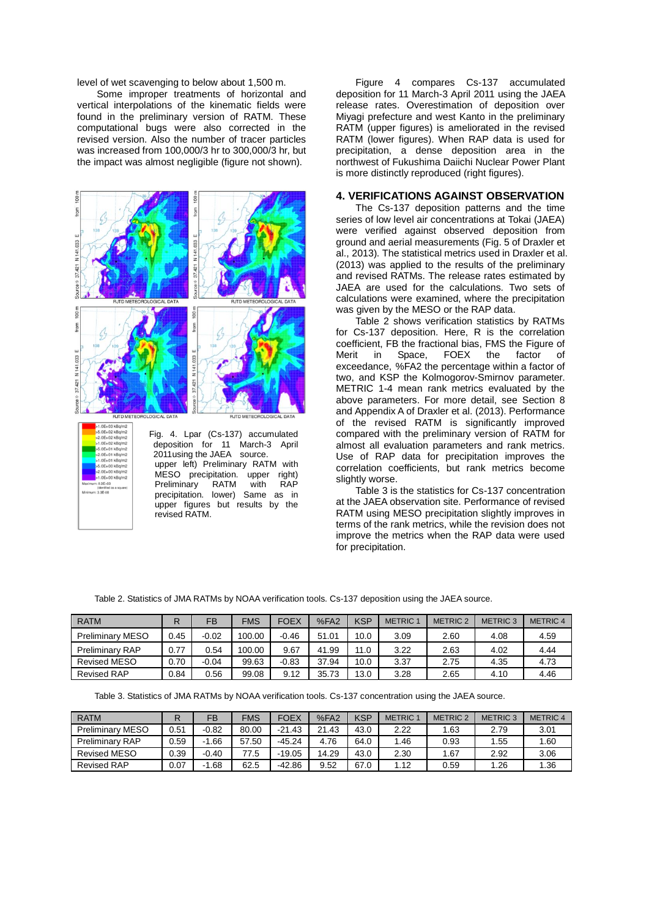level of wet scavenging to below about 1,500 m.

Some improper treatments of horizontal and vertical interpolations of the kinematic fields were found in the preliminary version of RATM. These computational bugs were also corrected in the revised version. Also the number of tracer particles was increased from 100,000/3 hr to 300,000/3 hr, but the impact was almost negligible (figure not shown).

Fig. 4. Lpar (Cs-137) accumulated deposition for 11 March-3 April 2011using the JAEA source. upper left) Preliminary RATM with MESO precipitation. upper right) Preliminary RATM with RAP precipitation. lower) Same as in upper figures but results by the revised RATM.

Figure 4 compares Cs-137 accumulated deposition for 11 March-3 April 2011 using the JAEA release rates. Overestimation of deposition over Miyagi prefecture and west Kanto in the preliminary RATM (upper figures) is ameliorated in the revised RATM (lower figures). When RAP data is used for precipitation, a dense deposition area in the northwest of Fukushima Daiichi Nuclear Power Plant is more distinctly reproduced (right figures).

## 4. VERIFICATIONS AGAINST OBSERVATION

The Cs-137 deposition patterns and the time series of low level air concentrations at Tokai (JAEA) were verified against observed deposition from ground and aerial measurements (Fig. 5 of Draxler et al., 2013). The statistical metrics used in Draxler et al. (2013) was applied to the results of the preliminary and revised RATMs. The release rates estimated by JAEA are used for the calculations. Two sets of calculations were examined, where the precipitation was given by the MESO or the RAP data.

Table 2 shows verification statistics by RATMs for Cs-137 deposition. Here, R is the correlation coefficient, FB the fractional bias, FMS the Figure of Merit in Space, FOEX the factor of exceedance, %FA2 the percentage within a factor of two, and KSP the Kolmogorov-Smirnov parameter. METRIC 1-4 mean rank metrics evaluated by the above parameters. For more detail, see Section 8 and Appendix A of Draxler et al. (2013). Performance of the revised RATM is significantly improved compared with the preliminary version of RATM for almost all evaluation parameters and rank metrics. Use of RAP data for precipitation improves the correlation coefficients, but rank metrics become slightly worse.

Table 3 is the statistics for Cs-137 concentration at the JAEA observation site. Performance of revised RATM using MESO precipitation slightly improves in terms of the rank metrics, while the revision does not improve the metrics when the RAP data were used for precipitation.

Table 2. Statistics of JMA RATMs by NOAA verification tools. Cs-137 deposition using the JAEA source.

| RATM | R | FB | FMS | FOEX | %FA2 | KSP | METRIC 1 | METRIC 2 | METRIC 3 | METRIC 4 |
|---|---|---|---|---|---|---|---|---|---|---|
| Preliminary MESO | 0.45 | -0.02 | 100.00 | -0.46 | 51.01 | 10.0 | 3.09 | 2.60 | 4.08 | 4.59 |
| Preliminary RAP | 0.77 | 0.54 | 100.00 | 9.67 | 41.99 | 11.0 | 3.22 | 2.63 | 4.02 | 4.44 |
| Revised MESO | 0.70 | -0.04 | 99.63 | -0.83 | 37.94 | 10.0 | 3.37 | 2.75 | 4.35 | 4.73 |
| Revised RAP | 0.84 | 0.56 | 99.08 | 9.12 | 35.73 | 13.0 | 3.28 | 2.65 | 4.10 | 4.46 |

Table 3. Statistics of JMA RATMs by NOAA verification tools. Cs-137 concentration using the JAEA source.

| RATM | R | FB | FMS | FOEX | %FA2 | KSP | METRIC 1 | METRIC 2 | METRIC 3 | METRIC 4 |
|---|---|---|---|---|---|---|---|---|---|---|
| Preliminary MESO | 0.51 | -0.82 | 80.00 | -21.43 | 21.43 | 43.0 | 2.22 | 1.63 | 2.79 | 3.01 |
| Preliminary RAP | 0.59 | -1.66 | 57.50 | -45.24 | 4.76 | 64.0 | 1.46 | 0.93 | 1.55 | 1.60 |
| Revised MESO | 0.39 | -0.40 | 77.5 | -19.05 | 14.29 | 43.0 | 2.30 | 1.67 | 2.92 | 3.06 |
| Revised RAP | 0.07 | -1.68 | 62.5 | -42.86 | 9.52 | 67.0 | 1.12 | 0.59 | 1.26 | 1.36 |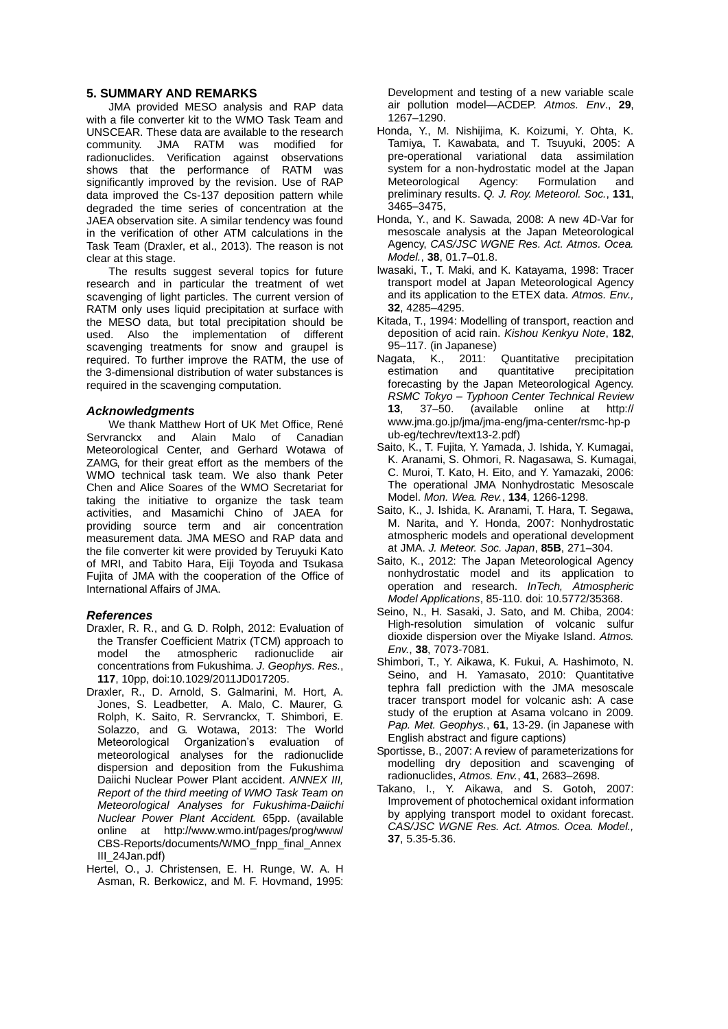## 5. SUMMARY AND REMARKS

JMA provided MESO analysis and RAP data with a file converter kit to the WMO Task Team and UNSCEAR. These data are available to the research community. JMA RATM was modified for radionuclides. Verification against observations shows that the performance of RATM was significantly improved by the revision. Use of RAP data improved the Cs-137 deposition pattern while degraded the time series of concentration at the JAEA observation site. A similar tendency was found in the verification of other ATM calculations in the Task Team (Draxler, et al., 2013). The reason is not clear at this stage.

The results suggest several topics for future research and in particular the treatment of wet scavenging of light particles. The current version of RATM only uses liquid precipitation at surface with the MESO data, but total precipitation should be used. Also the implementation of different scavenging treatments for snow and graupel is required. To further improve the RATM, the use of the 3-dimensional distribution of water substances is required in the scavenging computation.

### *Acknowledgments*

We thank Matthew Hort of UK Met Office, René Servranckx and Alain Malo of Canadian Meteorological Center, and Gerhard Wotawa of ZAMG, for their great effort as the members of the WMO technical task team. We also thank Peter Chen and Alice Soares of the WMO Secretariat for taking the initiative to organize the task team activities, and Masamichi Chino of JAEA for providing source term and air concentration measurement data. JMA MESO and RAP data and the file converter kit were provided by Teruyuki Kato of MRI, and Tabito Hara, Eiji Toyoda and Tsukasa Fujita of JMA with the cooperation of the Office of International Affairs of JMA.

### *References*

Draxler, R. R., and G. D. Rolph, 2012: Evaluation of the Transfer Coefficient Matrix (TCM) approach to model the atmospheric radionuclide air concentrations from Fukushima. *J. Geophys. Res.*, **117**, 10pp, doi:10.1029/2011JD017205.

Draxler, R., D. Arnold, S. Galmarini, M. Hort, A. Jones, S. Leadbetter, A. Malo, C. Maurer, G. Rolph, K. Saito, R. Servranckx, T. Shimbori, E. Solazzo, and G. Wotawa, 2013: The World Meteorological Organization's evaluation of meteorological analyses for the radionuclide dispersion and deposition from the Fukushima Daiichi Nuclear Power Plant accident. *ANNEX III, Report of the third meeting of WMO Task Team on Meteorological Analyses for Fukushima-Daiichi Nuclear Power Plant Accident.* 65pp. (available online at http://www.wmo.int/pages/prog/www/CBS-Reports/documents/WMO_fnpp_final_AnnexIII_24Jan.pdf)

Hertel, O., J. Christensen, E. H. Runge, W. A. H Asman, R. Berkowicz, and M. F. Hovmand, 1995: Development and testing of a new variable scale air pollution model—ACDEP. *Atmos. Env*., **29**, 1267–1290.

Honda, Y., M. Nishijima, K. Koizumi, Y. Ohta, K. Tamiya, T. Kawabata, and T. Tsuyuki, 2005: A pre-operational variational data assimilation system for a non-hydrostatic model at the Japan Meteorological Agency: Formulation and preliminary results. *Q. J. Roy. Meteorol. Soc.*, **131**, 3465–3475,

Honda, Y., and K. Sawada, 2008: A new 4D-Var for mesoscale analysis at the Japan Meteorological Agency, *CAS/JSC WGNE Res. Act. Atmos. Ocea. Model.*, **38**, 01.7–01.8.

Iwasaki, T., T. Maki, and K. Katayama, 1998: Tracer transport model at Japan Meteorological Agency and its application to the ETEX data. *Atmos. Env.,* **32**, 4285–4295.

Kitada, T., 1994: Modelling of transport, reaction and deposition of acid rain. *Kishou Kenkyu Note*, **182**, 95–117. (in Japanese)

Nagata, K., 2011: Quantitative precipitation estimation and quantitative precipitation forecasting by the Japan Meteorological Agency. *RSMC Tokyo – Typhoon Center Technical Review* **13**, 37–50. (available online at http://www.jma.go.jp/jma/jma-eng/jma-center/rsmc-hp-pub-eg/techrev/text13-2.pdf)

Saito, K., T. Fujita, Y. Yamada, J. Ishida, Y. Kumagai, K. Aranami, S. Ohmori, R. Nagasawa, S. Kumagai, C. Muroi, T. Kato, H. Eito, and Y. Yamazaki, 2006: The operational JMA Nonhydrostatic Mesoscale Model. *Mon. Wea. Rev.*, **134**, 1266-1298.

Saito, K., J. Ishida, K. Aranami, T. Hara, T. Segawa, M. Narita, and Y. Honda, 2007: Nonhydrostatic atmospheric models and operational development at JMA. *J. Meteor. Soc. Japan*, **85B**, 271–304.

Saito, K., 2012: The Japan Meteorological Agency nonhydrostatic model and its application to operation and research. *InTech, Atmospheric Model Applications*, 85-110. doi: 10.5772/35368.

Seino, N., H. Sasaki, J. Sato, and M. Chiba, 2004: High-resolution simulation of volcanic sulfur dioxide dispersion over the Miyake Island. *Atmos. Env.*, **38**, 7073-7081.

Shimbori, T., Y. Aikawa, K. Fukui, A. Hashimoto, N. Seino, and H. Yamasato, 2010: Quantitative tephra fall prediction with the JMA mesoscale tracer transport model for volcanic ash: A case study of the eruption at Asama volcano in 2009. *Pap. Met. Geophys.*, **61**, 13-29. (in Japanese with English abstract and figure captions)

Sportisse, B., 2007: A review of parameterizations for modelling dry deposition and scavenging of radionuclides, *Atmos. Env.*, **41**, 2683–2698.

Takano, I., Y. Aikawa, and S. Gotoh, 2007: Improvement of photochemical oxidant information by applying transport model to oxidant forecast. *CAS/JSC WGNE Res. Act. Atmos. Ocea. Model.,* **37**, 5.35-5.36.